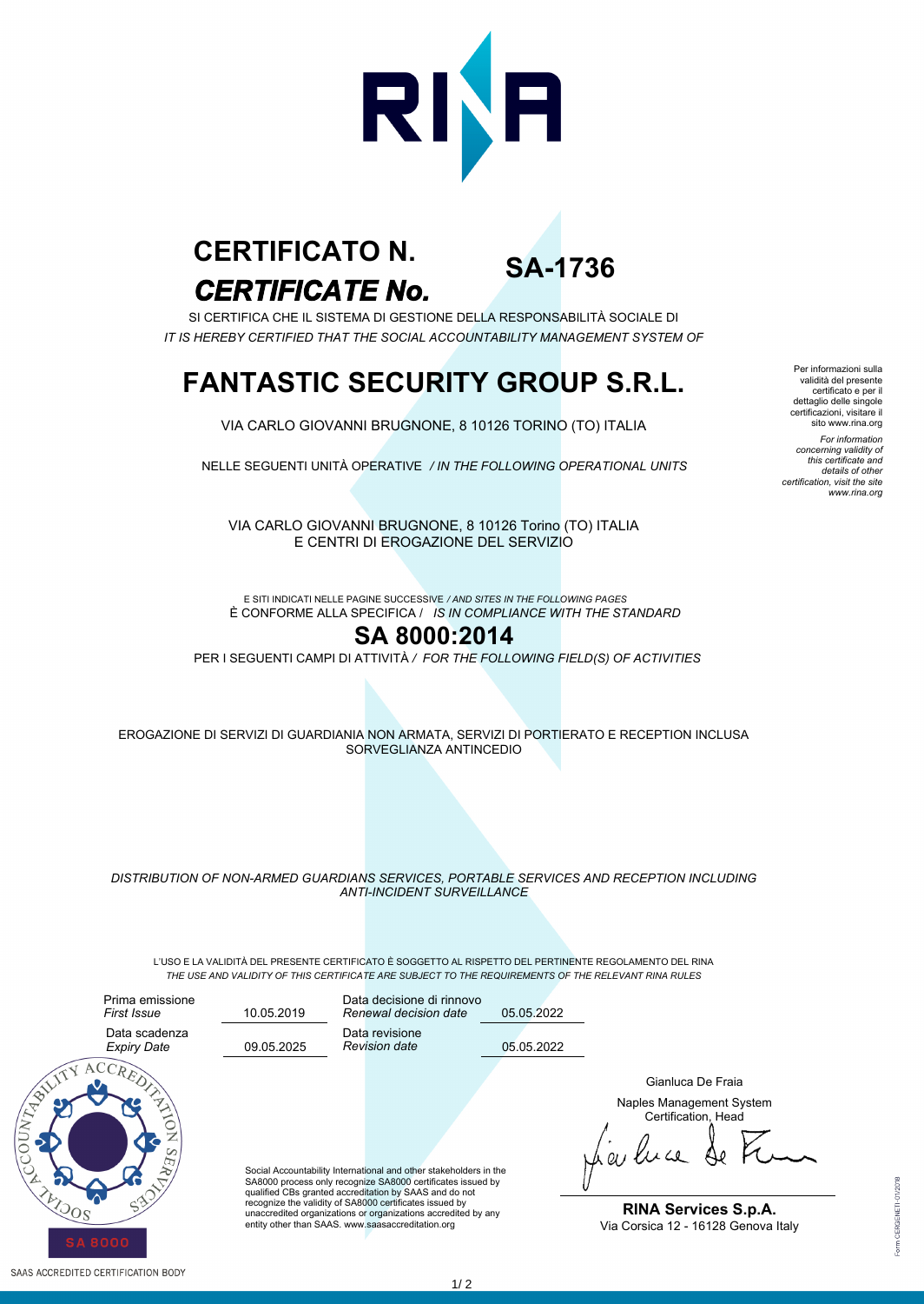# CERTIFICATO N.
# *CERTIFICATE No.* SA-1736

SI CERTIFICA CHE IL SISTEMA DI GESTIONE DELLA RESPONSABILITÀ SOCIALE DI
*IT IS HEREBY CERTIFIED THAT THE SOCIAL ACCOUNTABILITY MANAGEMENT SYSTEM OF*

## FANTASTIC SECURITY GROUP S.R.L.

VIA CARLO GIOVANNI BRUGNONE, 8 10126 TORINO (TO) ITALIA

NELLE SEGUENTI UNITÀ OPERATIVE */ IN THE FOLLOWING OPERATIONAL UNITS*

VIA CARLO GIOVANNI BRUGNONE, 8 10126 Torino (TO) ITALIA
E CENTRI DI EROGAZIONE DEL SERVIZIO

E SITI INDICATI NELLE PAGINE SUCCESSIVE */ AND SITES IN THE FOLLOWING PAGES*
È CONFORME ALLA SPECIFICA / *IS IN COMPLIANCE WITH THE STANDARD*

## SA 8000:2014

PER I SEGUENTI CAMPI DI ATTIVITÀ / *FOR THE FOLLOWING FIELD(S) OF ACTIVITIES*

EROGAZIONE DI SERVIZI DI GUARDIANIA NON ARMATA, SERVIZI DI PORTIERATO E RECEPTION INCLUSA SORVEGLIANZA ANTINCEDIO

*DISTRIBUTION OF NON-ARMED GUARDIANS SERVICES, PORTABLE SERVICES AND RECEPTION INCLUDING ANTI-INCIDENT SURVEILLANCE*

L'USO E LA VALIDITÀ DEL PRESENTE CERTIFICATO È SOGGETTO AL RISPETTO DEL PERTINENTE REGOLAMENTO DEL RINA
*THE USE AND VALIDITY OF THIS CERTIFICATE ARE SUBJECT TO THE REQUIREMENTS OF THE RELEVANT RINA RULES*

| | | | |
|---|---|---|---|
| Prima emissione *First Issue* | 10.05.2019 | Data decisione di rinnovo *Renewal decision date* | 05.05.2022 |
| Data scadenza *Expiry Date* | 09.05.2025 | Data revisione *Revision date* | 05.05.2022 |

Per informazioni sulla validità del presente certificato e per il dettaglio delle singole certificazioni, visitare il sito www.rina.org

*For information concerning validity of this certificate and details of other certification, visit the site www.rina.org*

Social Accountability International and other stakeholders in the SA8000 process only recognize SA8000 certificates issued by qualified CBs granted accreditation by SAAS and do not recognize the validity of SA8000 certificates issued by unaccredited organizations or organizations accredited by any entity other than SAAS. www.saasaccreditation.org

Gianluca De Fraia

Naples Management System Certification, Head

**RINA Services S.p.A.**
Via Corsica 12 - 16128 Genova Italy

SAAS ACCREDITED CERTIFICATION BODY

Form CERGENETI-01/2018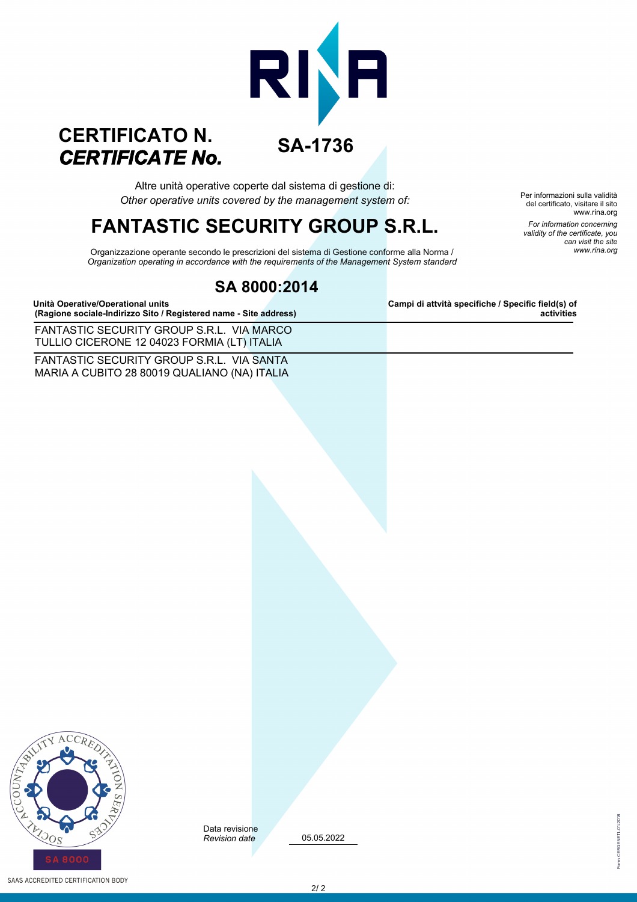# CERTIFICATO N.
# *CERTIFICATE No.*

## SA-1736

Altre unità operative coperte dal sistema di gestione di:
*Other operative units covered by the management system of:*

Per informazioni sulla validità del certificato, visitare il sito www.rina.org

*For information concerning validity of the certificate, you can visit the site www.rina.org*

# FANTASTIC SECURITY GROUP S.R.L.

Organizzazione operante secondo le prescrizioni del sistema di Gestione conforme alla Norma /
*Organization operating in accordance with the requirements of the Management System standard*

## SA 8000:2014

| Unità Operative/Operational units (Ragione sociale-Indirizzo Sito / Registered name - Site address) | Campi di attvità specifiche / Specific field(s) of activities |
|---|---|
| FANTASTIC SECURITY GROUP S.R.L. VIA MARCO TULLIO CICERONE 12 04023 FORMIA (LT) ITALIA | |
| FANTASTIC SECURITY GROUP S.R.L. VIA SANTA MARIA A CUBITO 28 80019 QUALIANO (NA) ITALIA | |

SOCIAL ACCOUNTABILITY ACCREDITATION SERVICES

SA 8000

SAAS ACCREDITED CERTIFICATION BODY

Data revisione
*Revision date* 05.05.2022

Form CERGENETI-01/2018